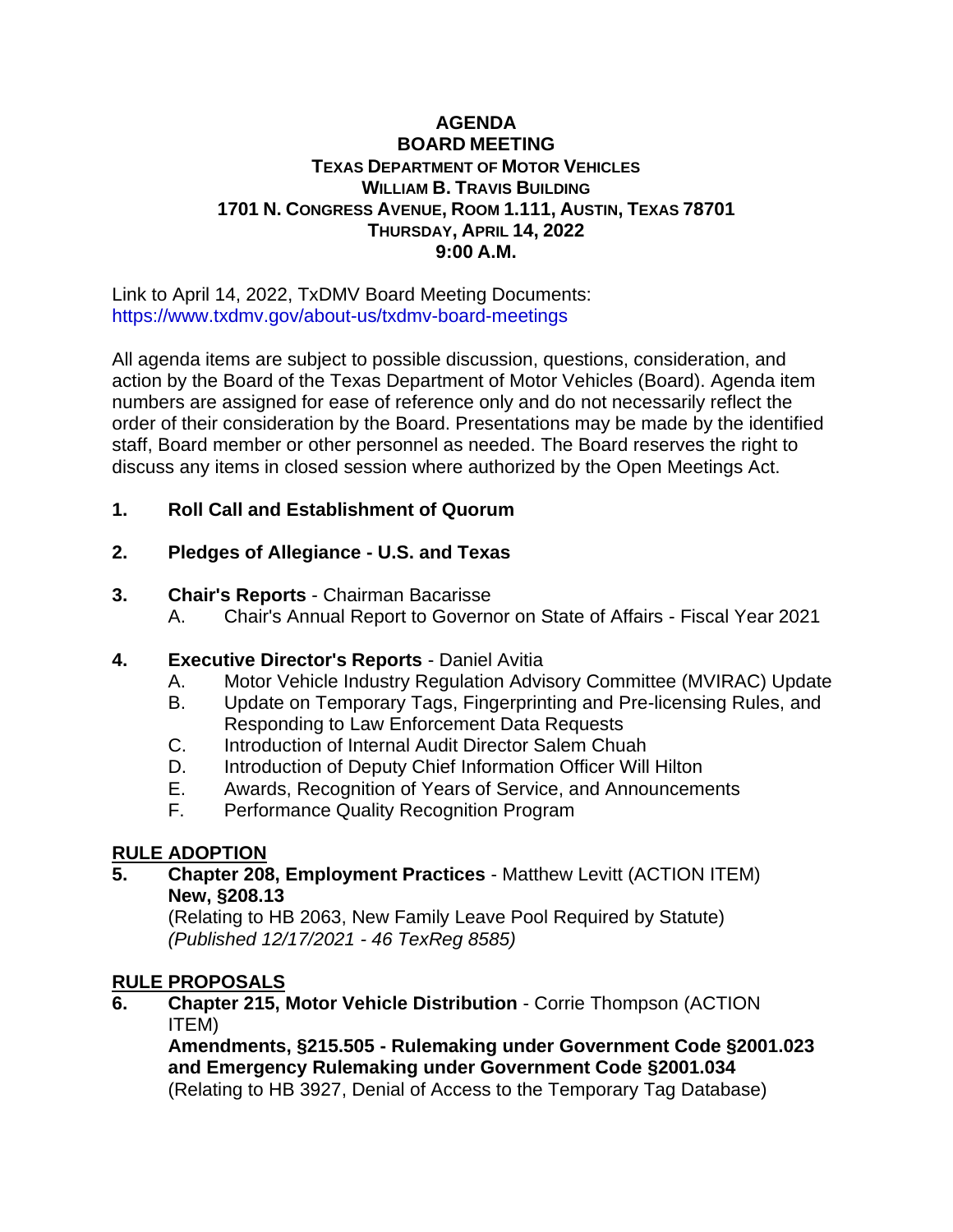# AGENDA

## BOARD MEETING

**TEXAS DEPARTMENT OF MOTOR VEHICLES**
**WILLIAM B. TRAVIS BUILDING**
**1701 N. CONGRESS AVENUE, ROOM 1.111, AUSTIN, TEXAS 78701**
**THURSDAY, APRIL 14, 2022**
**9:00 A.M.**

Link to April 14, 2022, TxDMV Board Meeting Documents:
https://www.txdmv.gov/about-us/txdmv-board-meetings

All agenda items are subject to possible discussion, questions, consideration, and action by the Board of the Texas Department of Motor Vehicles (Board). Agenda item numbers are assigned for ease of reference only and do not necessarily reflect the order of their consideration by the Board. Presentations may be made by the identified staff, Board member or other personnel as needed. The Board reserves the right to discuss any items in closed session where authorized by the Open Meetings Act.

1. **Roll Call and Establishment of Quorum**

2. **Pledges of Allegiance - U.S. and Texas**

3. **Chair's Reports** - Chairman Bacarisse
   - A. Chair's Annual Report to Governor on State of Affairs - Fiscal Year 2021

4. **Executive Director's Reports** - Daniel Avitia
   - A. Motor Vehicle Industry Regulation Advisory Committee (MVIRAC) Update
   - B. Update on Temporary Tags, Fingerprinting and Pre-licensing Rules, and Responding to Law Enforcement Data Requests
   - C. Introduction of Internal Audit Director Salem Chuah
   - D. Introduction of Deputy Chief Information Officer Will Hilton
   - E. Awards, Recognition of Years of Service, and Announcements
   - F. Performance Quality Recognition Program

**RULE ADOPTION**

5. **Chapter 208, Employment Practices** - Matthew Levitt (ACTION ITEM)
   **New, §208.13**
   (Relating to HB 2063, New Family Leave Pool Required by Statute)
   *(Published 12/17/2021 - 46 TexReg 8585)*

**RULE PROPOSALS**

6. **Chapter 215, Motor Vehicle Distribution** - Corrie Thompson (ACTION ITEM)
   **Amendments, §215.505 - Rulemaking under Government Code §2001.023 and Emergency Rulemaking under Government Code §2001.034**
   (Relating to HB 3927, Denial of Access to the Temporary Tag Database)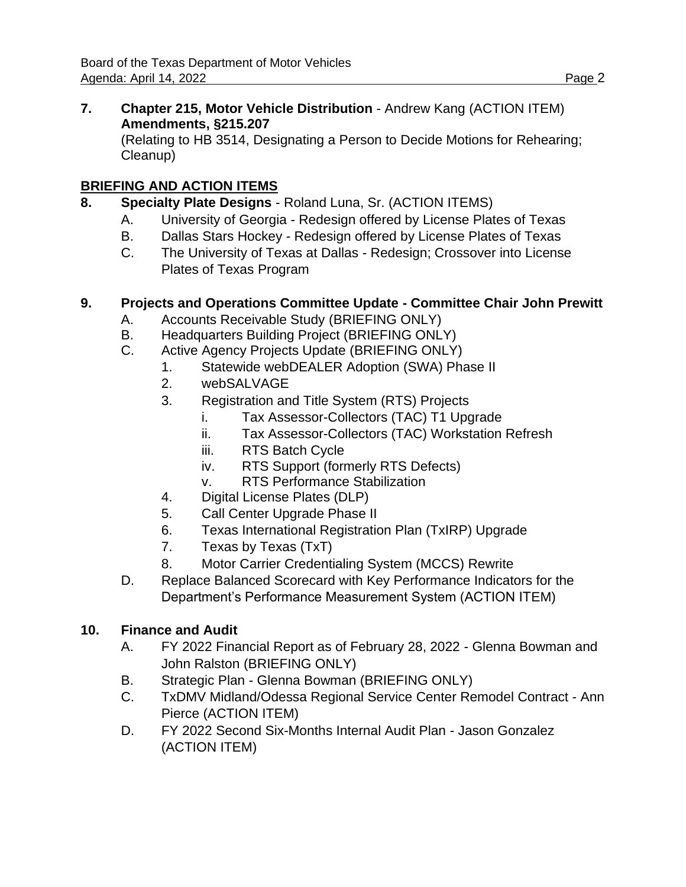**7. Chapter 215, Motor Vehicle Distribution** - Andrew Kang (ACTION ITEM)
**Amendments, §215.207**
(Relating to HB 3514, Designating a Person to Decide Motions for Rehearing; Cleanup)

## BRIEFING AND ACTION ITEMS

**8. Specialty Plate Designs** - Roland Luna, Sr. (ACTION ITEMS)

- A. University of Georgia - Redesign offered by License Plates of Texas
- B. Dallas Stars Hockey - Redesign offered by License Plates of Texas
- C. The University of Texas at Dallas - Redesign; Crossover into License Plates of Texas Program

**9. Projects and Operations Committee Update - Committee Chair John Prewitt**

- A. Accounts Receivable Study (BRIEFING ONLY)
- B. Headquarters Building Project (BRIEFING ONLY)
- C. Active Agency Projects Update (BRIEFING ONLY)
  1. Statewide webDEALER Adoption (SWA) Phase II
  2. webSALVAGE
  3. Registration and Title System (RTS) Projects
     - i. Tax Assessor-Collectors (TAC) T1 Upgrade
     - ii. Tax Assessor-Collectors (TAC) Workstation Refresh
     - iii. RTS Batch Cycle
     - iv. RTS Support (formerly RTS Defects)
     - v. RTS Performance Stabilization
  4. Digital License Plates (DLP)
  5. Call Center Upgrade Phase II
  6. Texas International Registration Plan (TxIRP) Upgrade
  7. Texas by Texas (TxT)
  8. Motor Carrier Credentialing System (MCCS) Rewrite
- D. Replace Balanced Scorecard with Key Performance Indicators for the Department's Performance Measurement System (ACTION ITEM)

**10. Finance and Audit**

- A. FY 2022 Financial Report as of February 28, 2022 - Glenna Bowman and John Ralston (BRIEFING ONLY)
- B. Strategic Plan - Glenna Bowman (BRIEFING ONLY)
- C. TxDMV Midland/Odessa Regional Service Center Remodel Contract - Ann Pierce (ACTION ITEM)
- D. FY 2022 Second Six-Months Internal Audit Plan - Jason Gonzalez (ACTION ITEM)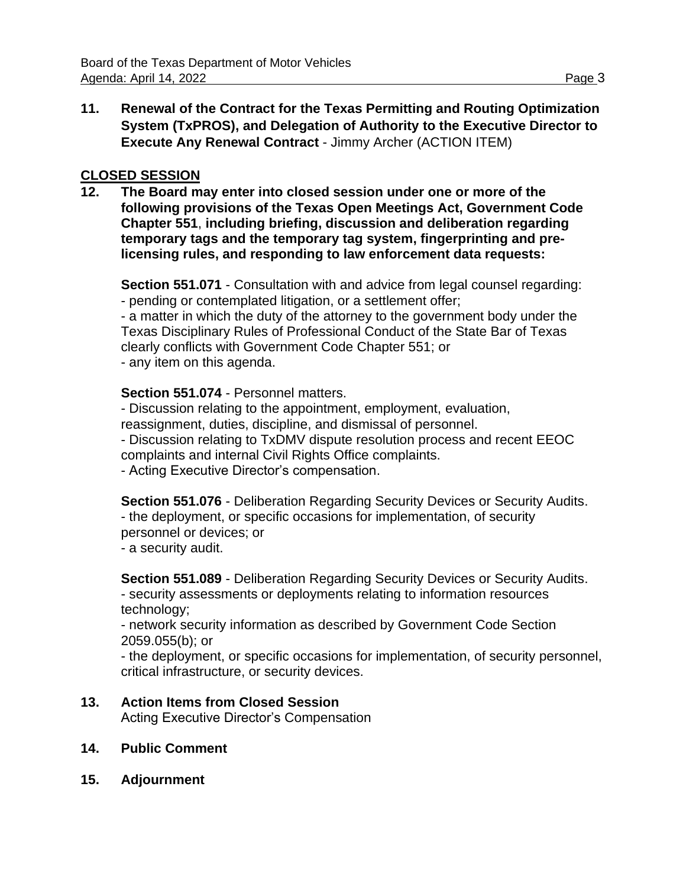**11. Renewal of the Contract for the Texas Permitting and Routing Optimization System (TxPROS), and Delegation of Authority to the Executive Director to Execute Any Renewal Contract** - Jimmy Archer (ACTION ITEM)

## CLOSED SESSION

**12. The Board may enter into closed session under one or more of the following provisions of the Texas Open Meetings Act, Government Code Chapter 551, including briefing, discussion and deliberation regarding temporary tags and the temporary tag system, fingerprinting and pre-licensing rules, and responding to law enforcement data requests:**

**Section 551.071** - Consultation with and advice from legal counsel regarding:
- pending or contemplated litigation, or a settlement offer;
- a matter in which the duty of the attorney to the government body under the Texas Disciplinary Rules of Professional Conduct of the State Bar of Texas clearly conflicts with Government Code Chapter 551; or
- any item on this agenda.

**Section 551.074** - Personnel matters.
- Discussion relating to the appointment, employment, evaluation, reassignment, duties, discipline, and dismissal of personnel.
- Discussion relating to TxDMV dispute resolution process and recent EEOC complaints and internal Civil Rights Office complaints.
- Acting Executive Director's compensation.

**Section 551.076** - Deliberation Regarding Security Devices or Security Audits.
- the deployment, or specific occasions for implementation, of security personnel or devices; or
- a security audit.

**Section 551.089** - Deliberation Regarding Security Devices or Security Audits.
- security assessments or deployments relating to information resources technology;
- network security information as described by Government Code Section 2059.055(b); or
- the deployment, or specific occasions for implementation, of security personnel, critical infrastructure, or security devices.

**13. Action Items from Closed Session**
Acting Executive Director's Compensation

**14. Public Comment**

**15. Adjournment**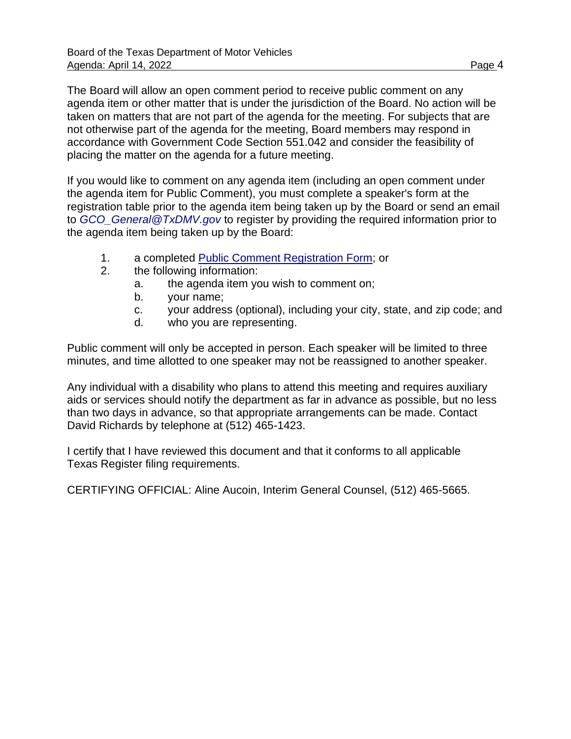The Board will allow an open comment period to receive public comment on any agenda item or other matter that is under the jurisdiction of the Board. No action will be taken on matters that are not part of the agenda for the meeting. For subjects that are not otherwise part of the agenda for the meeting, Board members may respond in accordance with Government Code Section 551.042 and consider the feasibility of placing the matter on the agenda for a future meeting.

If you would like to comment on any agenda item (including an open comment under the agenda item for Public Comment), you must complete a speaker's form at the registration table prior to the agenda item being taken up by the Board or send an email to *GCO_General@TxDMV.gov* to register by providing the required information prior to the agenda item being taken up by the Board:

1. a completed Public Comment Registration Form; or
2. the following information:
   a. the agenda item you wish to comment on;
   b. your name;
   c. your address (optional), including your city, state, and zip code; and
   d. who you are representing.

Public comment will only be accepted in person. Each speaker will be limited to three minutes, and time allotted to one speaker may not be reassigned to another speaker.

Any individual with a disability who plans to attend this meeting and requires auxiliary aids or services should notify the department as far in advance as possible, but no less than two days in advance, so that appropriate arrangements can be made. Contact David Richards by telephone at (512) 465-1423.

I certify that I have reviewed this document and that it conforms to all applicable Texas Register filing requirements.

CERTIFYING OFFICIAL: Aline Aucoin, Interim General Counsel, (512) 465-5665.